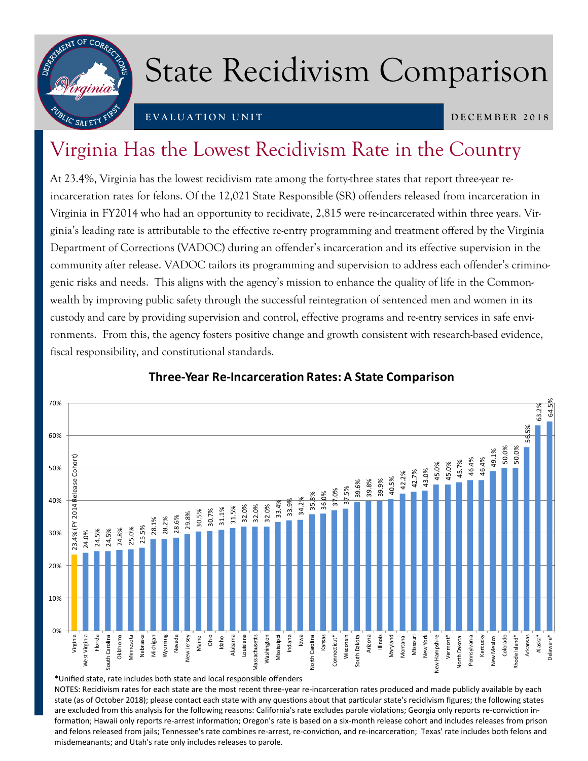# State Recidivism Comparison

**EVALUATION UNIT** — **DECEMBER 2018**

## Virginia Has the Lowest Recidivism Rate in the Country

At 23.4%, Virginia has the lowest recidivism rate among the forty-three states that report three-year re-incarceration rates for felons. Of the 12,021 State Responsible (SR) offenders released from incarceration in Virginia in FY2014 who had an opportunity to recidivate, 2,815 were re-incarcerated within three years. Virginia's leading rate is attributable to the effective re-entry programming and treatment offered by the Virginia Department of Corrections (VADOC) during an offender's incarceration and its effective supervision in the community after release. VADOC tailors its programming and supervision to address each offender's criminogenic risks and needs. This aligns with the agency's mission to enhance the quality of life in the Commonwealth by improving public safety through the successful reintegration of sentenced men and women in its custody and care by providing supervision and control, effective programs and re-entry services in safe environments. From this, the agency fosters positive change and growth consistent with research-based evidence, fiscal responsibility, and constitutional standards.

### Three-Year Re-Incarceration Rates: A State Comparison

| State | Rate |
|---|---|
| Virginia | 23.4% (FY 2014 Release Cohort) |
| West Virginia | 24.0% |
| Florida | 24.5% |
| South Carolina | 24.5% |
| Oklahoma | 24.8% |
| Minnesota | 25.0% |
| Nebraska | 25.5% |
| Michigan | 28.1% |
| Wyoming | 28.2% |
| Nevada | 28.6% |
| New Jersey | 29.8% |
| Maine | 30.5% |
| Ohio | 30.7% |
| Idaho | 31.1% |
| Alabama | 31.5% |
| Louisiana | 32.0% |
| Massachusetts | 32.0% |
| Washington | 32.0% |
| Mississippi | 33.4% |
| Indiana | 33.9% |
| Iowa | 34.2% |
| North Carolina | 35.8% |
| Kansas | 36.0% |
| Connecticut* | 37.0% |
| Wisconsin | 37.5% |
| South Dakota | 39.6% |
| Arizona | 39.8% |
| Illinois | 39.9% |
| Maryland | 40.5% |
| Montana | 42.2% |
| Missouri | 42.7% |
| New York | 43.0% |
| New Hampshire | 45.0% |
| Vermont* | 45.0% |
| North Dakota | 45.7% |
| Pennsylvania | 46.4% |
| Kentucky | 46.4% |
| New Mexico | 49.1% |
| Colorado | 50.0% |
| Rhode Island* | 50.0% |
| Arkansas | 56.5% |
| Alaska* | 63.2% |
| Delaware* | 64.5% |

*Unified state, rate includes both state and local responsible offenders

NOTES: Recidivism rates for each state are the most recent three-year re-incarceration rates produced and made publicly available by each state (as of October 2018); please contact each state with any questions about that particular state's recidivism figures; the following states are excluded from this analysis for the following reasons: California's rate excludes parole violations; Georgia only reports re-conviction information; Hawaii only reports re-arrest information; Oregon's rate is based on a six-month release cohort and includes releases from prison and felons released from jails; Tennessee's rate combines re-arrest, re-conviction, and re-incarceration; Texas' rate includes both felons and misdemeanants; and Utah's rate only includes releases to parole.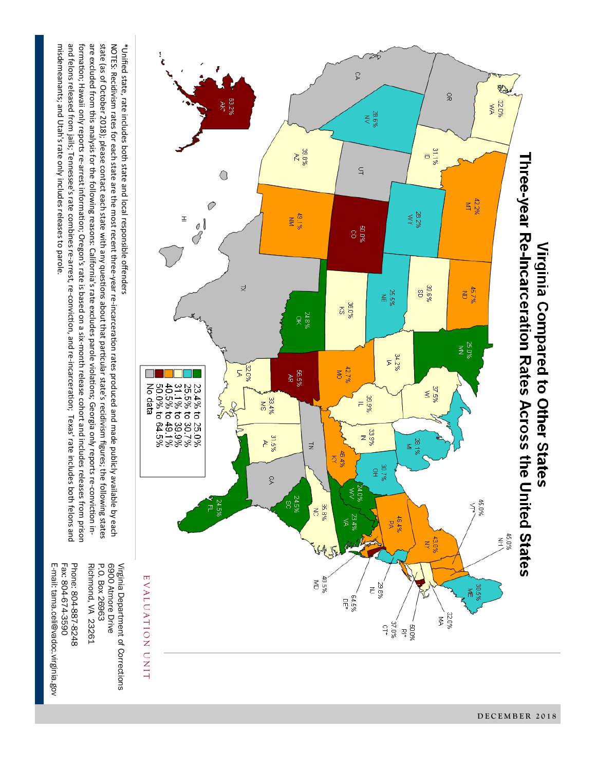# Virginia Compared to Other States

## Three-year Re-Incarceration Rates Across the United States

WA 32.0%
OR
CA
NV 28.6%
ID 31.1%
MT 42.2%
WY 28.2%
UT
AZ 39.0%
CO 50.0%
NM 49.1%
ND 45.7%
SD 39.6%
NE 25.5%
KS 36.0%
OK 24.8%
TX
MN 25.0%
IA 34.2%
MO 42.7%
AR 56.5%
LA 32.0%
WI 37.5%
IL 39.9%
MS 33.4%
MI 26.1%
IN 33.9%
KY 46.4%
TN
AL 31.5%
OH 30.7%
GA
FL 24.5%
WV 24.0%
VA 23.4%
NC 35.8%
SC 24.5%
PA 46.4%
NY 43.0%
VT* 45.0%
NH 45.0%
ME 30.5%
MA 32.0%
RI* 50.0%
CT* 37.0%
NJ 29.6%
DE* 64.5%
MD 40.5%
AK* 63.2%
HI

23.4% to 25.0%
25.5% to 30.7%
31.1% to 39.9%
40.5% to 49.1%
50.0% to 64.5%
No data

*Unified state, rate includes both state and local responsible offenders

NOTES: Recidivism rates for each state are the most recent three-year re-incarceration rates produced and made publicly available by each state (as of October 2018); please contact each state with any questions about that particular state's recidivism figures; the following states are excluded from this analysis for the following reasons: California's rate excludes parole violations; Georgia only reports re-conviction information; Hawaii only reports re-arrest information; Oregon's rate is based on a six-month release cohort and includes releases from prison and felons released from jails; Tennessee's rate combines re-arrest, re-conviction, and re-incarceration; Texas' rate includes both felons and misdemeanants; and Utah's rate only includes releases to parole.

EVALUATION UNIT

Virginia Department of Corrections
6900 Atmore Drive
P.O. Box 26963
Richmond, VA 23261

Phone: 804-887-8248
Fax: 804-674-3590
E-mail: tama.celi@vadoc.virginia.gov

DECEMBER 2018